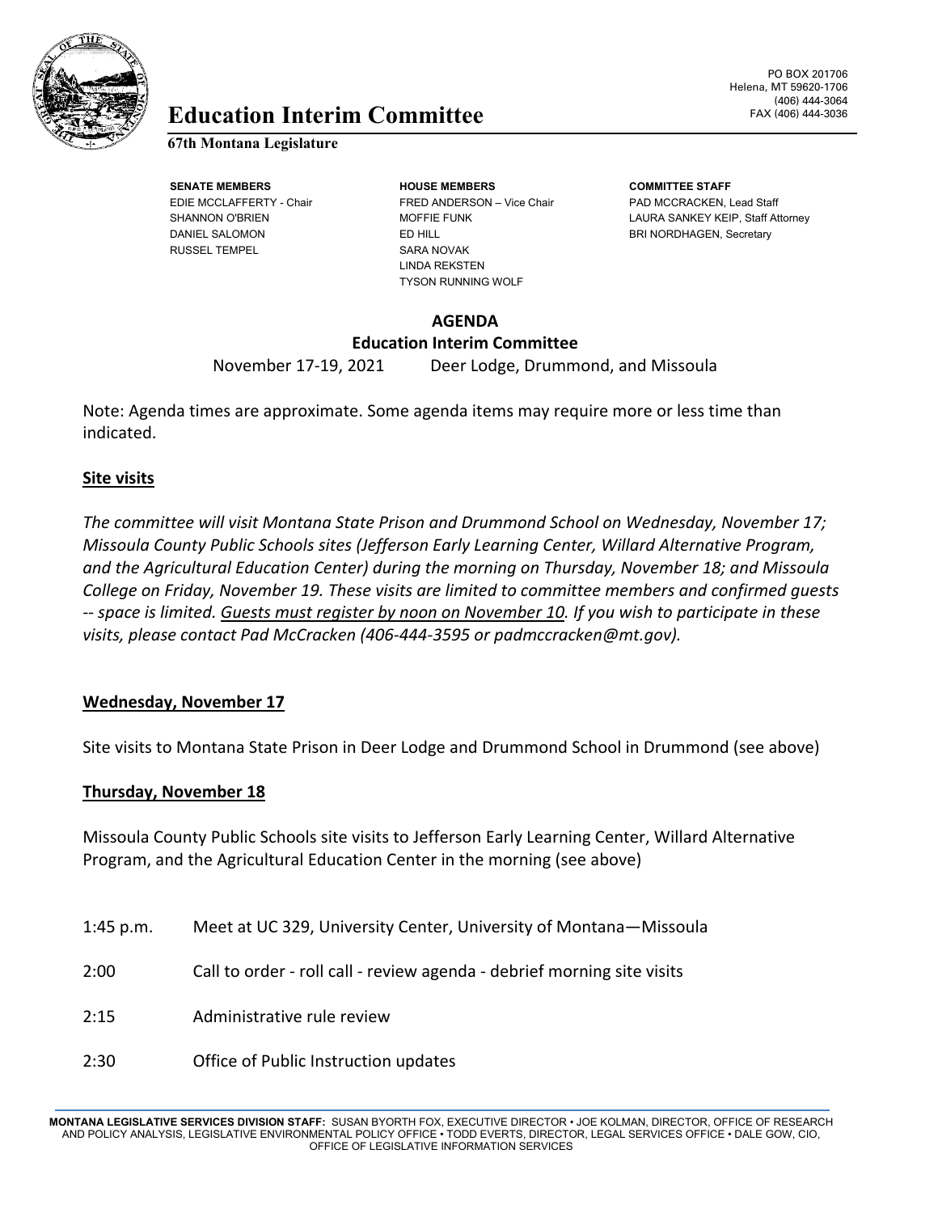PO BOX 201706
Helena, MT 59620-1706
(406) 444-3064
FAX (406) 444-3036

# Education Interim Committee

**67th Montana Legislature**

| **SENATE MEMBERS** | **HOUSE MEMBERS** | **COMMITTEE STAFF** |
| --- | --- | --- |
| EDIE MCCLAFFERTY - Chair | FRED ANDERSON – Vice Chair | PAD MCCRACKEN, Lead Staff |
| SHANNON O'BRIEN | MOFFIE FUNK | LAURA SANKEY KEIP, Staff Attorney |
| DANIEL SALOMON | ED HILL | BRI NORDHAGEN, Secretary |
| RUSSEL TEMPEL | SARA NOVAK | |
| | LINDA REKSTEN | |
| | TYSON RUNNING WOLF | |

## AGENDA
## Education Interim Committee

November 17-19, 2021 Deer Lodge, Drummond, and Missoula

Note: Agenda times are approximate. Some agenda items may require more or less time than indicated.

**Site visits**

*The committee will visit Montana State Prison and Drummond School on Wednesday, November 17; Missoula County Public Schools sites (Jefferson Early Learning Center, Willard Alternative Program, and the Agricultural Education Center) during the morning on Thursday, November 18; and Missoula College on Friday, November 19. These visits are limited to committee members and confirmed guests -- space is limited. Guests must register by noon on November 10. If you wish to participate in these visits, please contact Pad McCracken (406-444-3595 or padmccracken@mt.gov).*

**Wednesday, November 17**

Site visits to Montana State Prison in Deer Lodge and Drummond School in Drummond (see above)

**Thursday, November 18**

Missoula County Public Schools site visits to Jefferson Early Learning Center, Willard Alternative Program, and the Agricultural Education Center in the morning (see above)

| | |
| --- | --- |
| 1:45 p.m. | Meet at UC 329, University Center, University of Montana—Missoula |
| 2:00 | Call to order - roll call - review agenda - debrief morning site visits |
| 2:15 | Administrative rule review |
| 2:30 | Office of Public Instruction updates |

**MONTANA LEGISLATIVE SERVICES DIVISION STAFF:** SUSAN BYORTH FOX, EXECUTIVE DIRECTOR • JOE KOLMAN, DIRECTOR, OFFICE OF RESEARCH AND POLICY ANALYSIS, LEGISLATIVE ENVIRONMENTAL POLICY OFFICE • TODD EVERTS, DIRECTOR, LEGAL SERVICES OFFICE • DALE GOW, CIO, OFFICE OF LEGISLATIVE INFORMATION SERVICES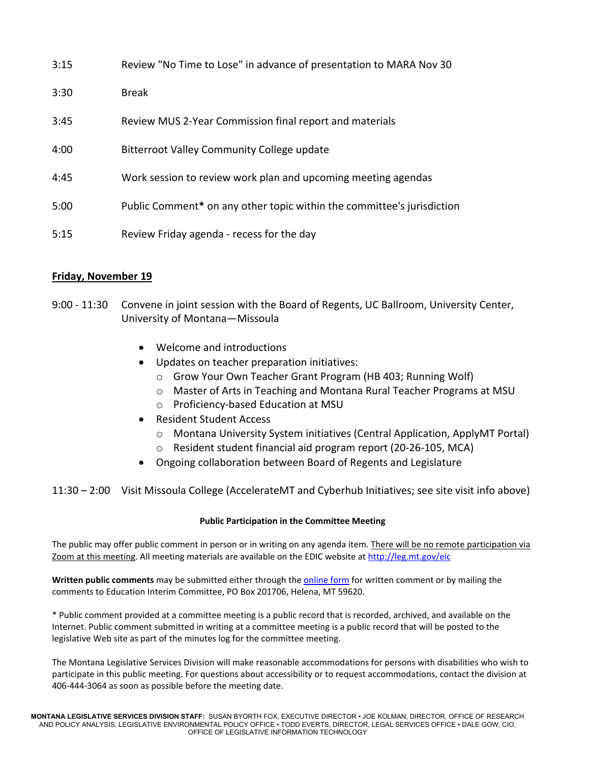3:15 Review "No Time to Lose" in advance of presentation to MARA Nov 30

3:30 Break

3:45 Review MUS 2-Year Commission final report and materials

4:00 Bitterroot Valley Community College update

4:45 Work session to review work plan and upcoming meeting agendas

5:00 Public Comment**\*** on any other topic within the committee's jurisdiction

5:15 Review Friday agenda - recess for the day

## Friday, November 19

9:00 - 11:30 Convene in joint session with the Board of Regents, UC Ballroom, University Center, University of Montana—Missoula

- Welcome and introductions
- Updates on teacher preparation initiatives:
  - Grow Your Own Teacher Grant Program (HB 403; Running Wolf)
  - Master of Arts in Teaching and Montana Rural Teacher Programs at MSU
  - Proficiency-based Education at MSU
- Resident Student Access
  - Montana University System initiatives (Central Application, ApplyMT Portal)
  - Resident student financial aid program report (20-26-105, MCA)
- Ongoing collaboration between Board of Regents and Legislature

11:30 – 2:00 Visit Missoula College (AccelerateMT and Cyberhub Initiatives; see site visit info above)

**Public Participation in the Committee Meeting**

The public may offer public comment in person or in writing on any agenda item. There will be no remote participation via Zoom at this meeting. All meeting materials are available on the EDIC website at http://leg.mt.gov/eic

**Written public comments** may be submitted either through the online form for written comment or by mailing the comments to Education Interim Committee, PO Box 201706, Helena, MT 59620.

\* Public comment provided at a committee meeting is a public record that is recorded, archived, and available on the Internet. Public comment submitted in writing at a committee meeting is a public record that will be posted to the legislative Web site as part of the minutes log for the committee meeting.

The Montana Legislative Services Division will make reasonable accommodations for persons with disabilities who wish to participate in this public meeting. For questions about accessibility or to request accommodations, contact the division at 406-444-3064 as soon as possible before the meeting date.

**MONTANA LEGISLATIVE SERVICES DIVISION STAFF:** SUSAN BYORTH FOX, EXECUTIVE DIRECTOR • JOE KOLMAN, DIRECTOR, OFFICE OF RESEARCH AND POLICY ANALYSIS, LEGISLATIVE ENVIRONMENTAL POLICY OFFICE • TODD EVERTS, DIRECTOR, LEGAL SERVICES OFFICE • DALE GOW, CIO, OFFICE OF LEGISLATIVE INFORMATION TECHNOLOGY